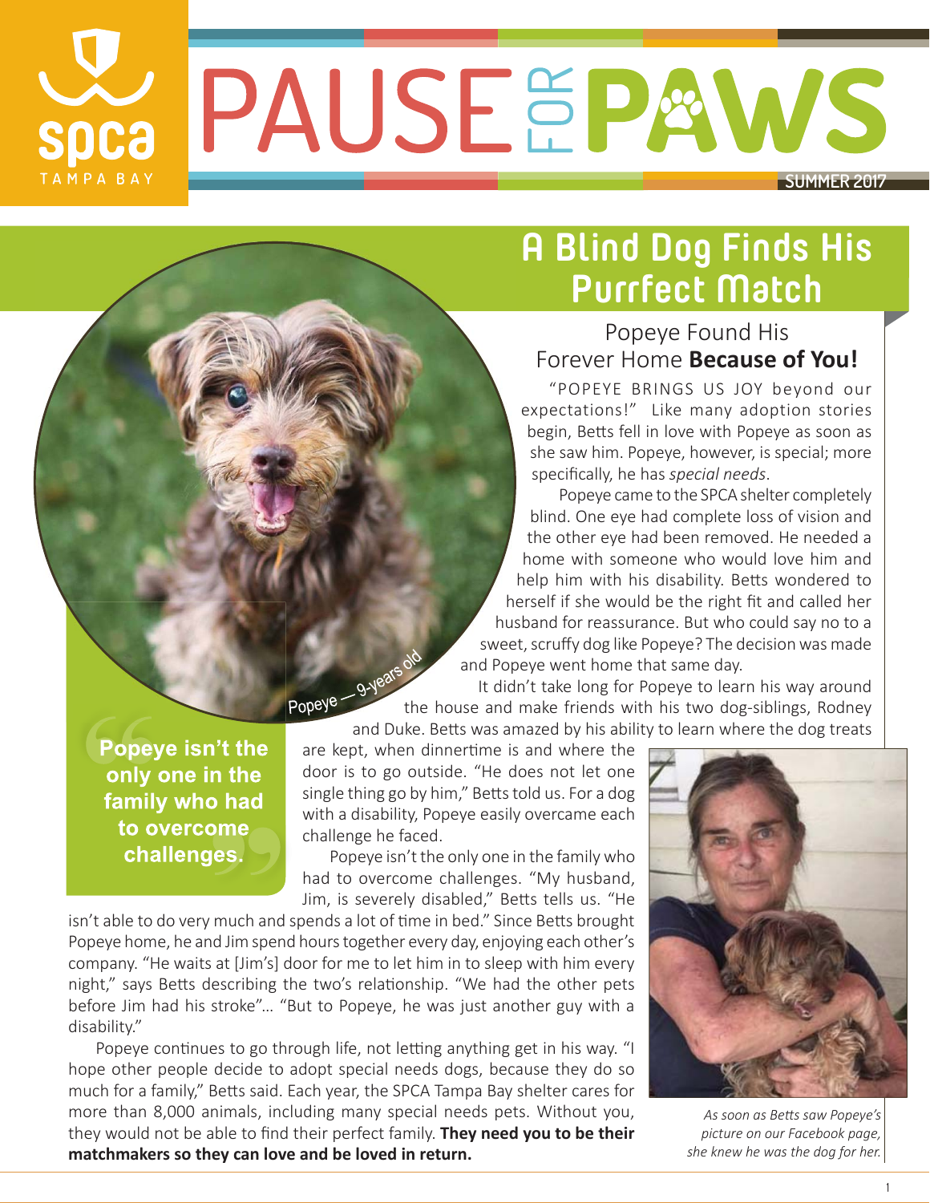# PAUSE FOR PAWS

SUMMER 2017

## A Blind Dog Finds His Purrfect Match

### Popeye Found His Forever Home **Because of You!**

Popeye — 9-years old

"POPEYE BRINGS US JOY beyond our expectations!" Like many adoption stories begin, Betts fell in love with Popeye as soon as she saw him. Popeye, however, is special; more specifically, he has *special needs*.

Popeye came to the SPCA shelter completely blind. One eye had complete loss of vision and the other eye had been removed. He needed a home with someone who would love him and help him with his disability. Betts wondered to herself if she would be the right fit and called her husband for reassurance. But who could say no to a sweet, scruffy dog like Popeye? The decision was made and Popeye went home that same day.

It didn't take long for Popeye to learn his way around the house and make friends with his two dog-siblings, Rodney and Duke. Betts was amazed by his ability to learn where the dog treats are kept, when dinnertime is and where the door is to go outside. "He does not let one single thing go by him," Betts told us. For a dog with a disability, Popeye easily overcame each challenge he faced.

> **Popeye isn't the only one in the family who had to overcome challenges.**

Popeye isn't the only one in the family who had to overcome challenges. "My husband, Jim, is severely disabled," Betts tells us. "He isn't able to do very much and spends a lot of time in bed." Since Betts brought Popeye home, he and Jim spend hours together every day, enjoying each other's company. "He waits at [Jim's] door for me to let him in to sleep with him every night," says Betts describing the two's relationship. "We had the other pets before Jim had his stroke"… "But to Popeye, he was just another guy with a disability."

Popeye continues to go through life, not letting anything get in his way. "I hope other people decide to adopt special needs dogs, because they do so much for a family," Betts said. Each year, the SPCA Tampa Bay shelter cares for more than 8,000 animals, including many special needs pets. Without you, they would not be able to find their perfect family. **They need you to be their matchmakers so they can love and be loved in return.**

*As soon as Betts saw Popeye's picture on our Facebook page, she knew he was the dog for her.*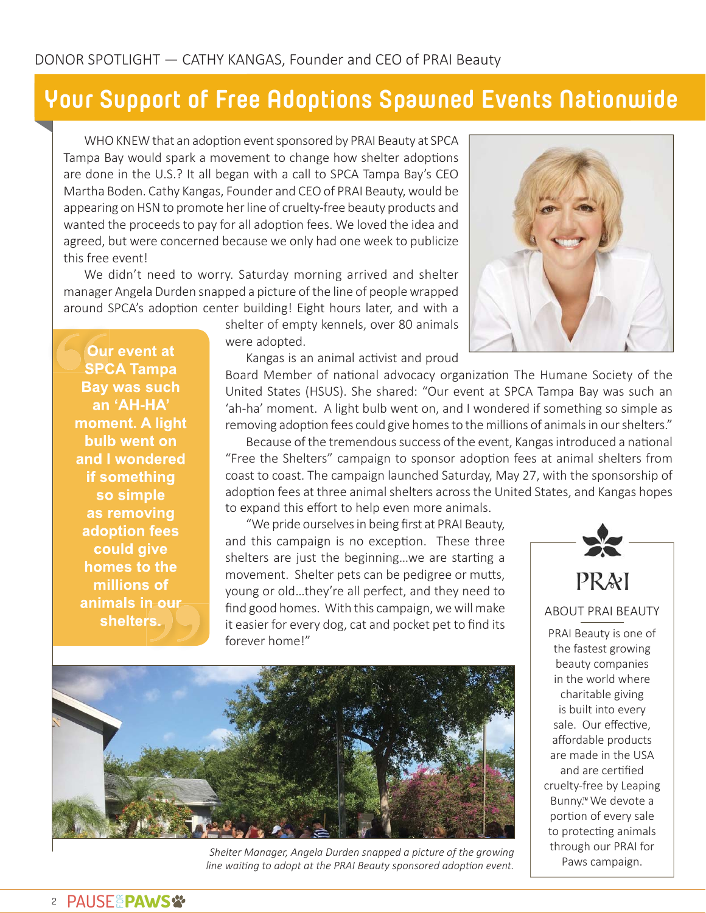DONOR SPOTLIGHT — CATHY KANGAS, Founder and CEO of PRAI Beauty

# Your Support of Free Adoptions Spawned Events Nationwide

WHO KNEW that an adoption event sponsored by PRAI Beauty at SPCA Tampa Bay would spark a movement to change how shelter adoptions are done in the U.S.? It all began with a call to SPCA Tampa Bay's CEO Martha Boden. Cathy Kangas, Founder and CEO of PRAI Beauty, would be appearing on HSN to promote her line of cruelty-free beauty products and wanted the proceeds to pay for all adoption fees. We loved the idea and agreed, but were concerned because we only had one week to publicize this free event!

We didn't need to worry. Saturday morning arrived and shelter manager Angela Durden snapped a picture of the line of people wrapped around SPCA's adoption center building! Eight hours later, and with a shelter of empty kennels, over 80 animals were adopted.

> **Our event at SPCA Tampa Bay was such an 'AH-HA' moment. A light bulb went on and I wondered if something so simple as removing adoption fees could give homes to the millions of animals in our shelters.**

Kangas is an animal activist and proud Board Member of national advocacy organization The Humane Society of the United States (HSUS). She shared: "Our event at SPCA Tampa Bay was such an 'ah-ha' moment. A light bulb went on, and I wondered if something so simple as removing adoption fees could give homes to the millions of animals in our shelters."

Because of the tremendous success of the event, Kangas introduced a national "Free the Shelters" campaign to sponsor adoption fees at animal shelters from coast to coast. The campaign launched Saturday, May 27, with the sponsorship of adoption fees at three animal shelters across the United States, and Kangas hopes to expand this effort to help even more animals.

"We pride ourselves in being first at PRAI Beauty, and this campaign is no exception. These three shelters are just the beginning…we are starting a movement. Shelter pets can be pedigree or mutts, young or old…they're all perfect, and they need to find good homes. With this campaign, we will make it easier for every dog, cat and pocket pet to find its forever home!"

*Shelter Manager, Angela Durden snapped a picture of the growing line waiting to adopt at the PRAI Beauty sponsored adoption event.*

PRAI

## ABOUT PRAI BEAUTY

PRAI Beauty is one of the fastest growing beauty companies in the world where charitable giving is built into every sale. Our effective, affordable products are made in the USA and are certified cruelty-free by Leaping Bunny.™ We devote a portion of every sale to protecting animals through our PRAI for Paws campaign.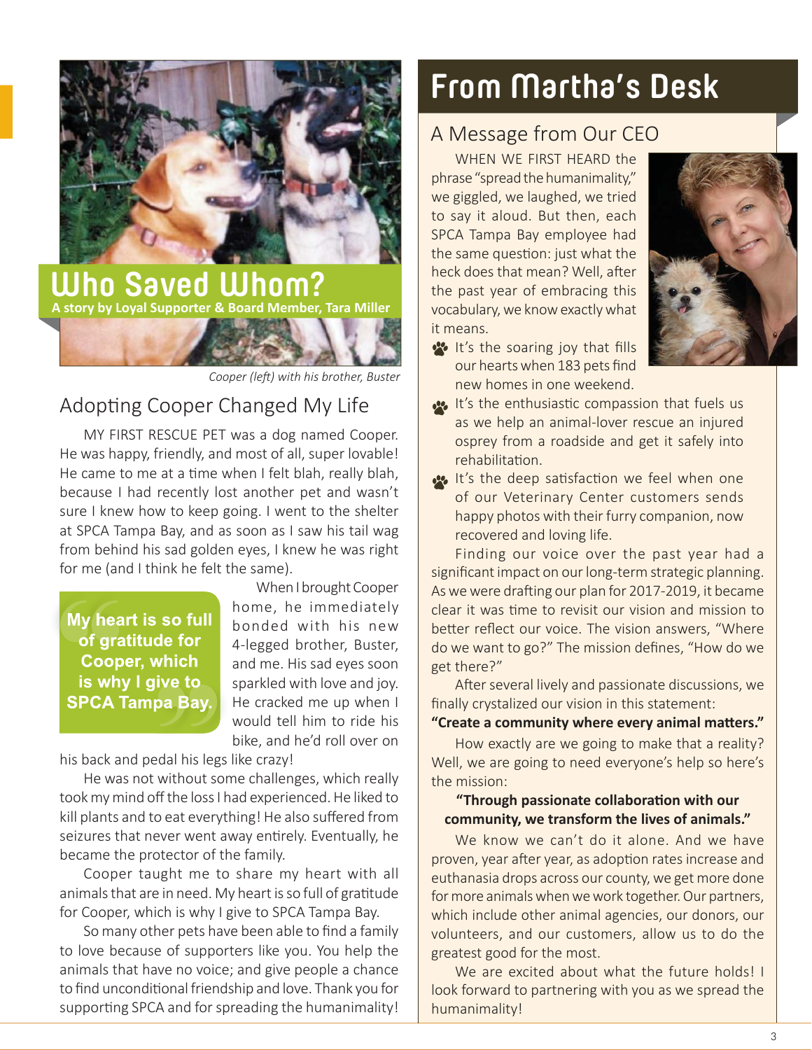## Who Saved Whom?

**A story by Loyal Supporter & Board Member, Tara Miller**

*Cooper (left) with his brother, Buster*

### Adopting Cooper Changed My Life

MY FIRST RESCUE PET was a dog named Cooper. He was happy, friendly, and most of all, super lovable! He came to me at a time when I felt blah, really blah, because I had recently lost another pet and wasn't sure I knew how to keep going. I went to the shelter at SPCA Tampa Bay, and as soon as I saw his tail wag from behind his sad golden eyes, I knew he was right for me (and I think he felt the same).

> **My heart is so full of gratitude for Cooper, which is why I give to SPCA Tampa Bay.**

When I brought Cooper home, he immediately bonded with his new 4-legged brother, Buster, and me. His sad eyes soon sparkled with love and joy. He cracked me up when I would tell him to ride his bike, and he'd roll over on his back and pedal his legs like crazy!

He was not without some challenges, which really took my mind off the loss I had experienced. He liked to kill plants and to eat everything! He also suffered from seizures that never went away entirely. Eventually, he became the protector of the family.

Cooper taught me to share my heart with all animals that are in need. My heart is so full of gratitude for Cooper, which is why I give to SPCA Tampa Bay.

So many other pets have been able to find a family to love because of supporters like you. You help the animals that have no voice; and give people a chance to find unconditional friendship and love. Thank you for supporting SPCA and for spreading the humanimality!

## From Martha's Desk

### A Message from Our CEO

WHEN WE FIRST HEARD the phrase "spread the humanimality," we giggled, we laughed, we tried to say it aloud. But then, each SPCA Tampa Bay employee had the same question: just what the heck does that mean? Well, after the past year of embracing this vocabulary, we know exactly what it means.

- It's the soaring joy that fills our hearts when 183 pets find new homes in one weekend.
- It's the enthusiastic compassion that fuels us as we help an animal-lover rescue an injured osprey from a roadside and get it safely into rehabilitation.
- It's the deep satisfaction we feel when one of our Veterinary Center customers sends happy photos with their furry companion, now recovered and loving life.

Finding our voice over the past year had a significant impact on our long-term strategic planning. As we were drafting our plan for 2017-2019, it became clear it was time to revisit our vision and mission to better reflect our voice. The vision answers, "Where do we want to go?" The mission defines, "How do we get there?"

After several lively and passionate discussions, we finally crystalized our vision in this statement:

**"Create a community where every animal matters."**

How exactly are we going to make that a reality? Well, we are going to need everyone's help so here's the mission:

**"Through passionate collaboration with our community, we transform the lives of animals."**

We know we can't do it alone. And we have proven, year after year, as adoption rates increase and euthanasia drops across our county, we get more done for more animals when we work together. Our partners, which include other animal agencies, our donors, our volunteers, and our customers, allow us to do the greatest good for the most.

We are excited about what the future holds! I look forward to partnering with you as we spread the humanimality!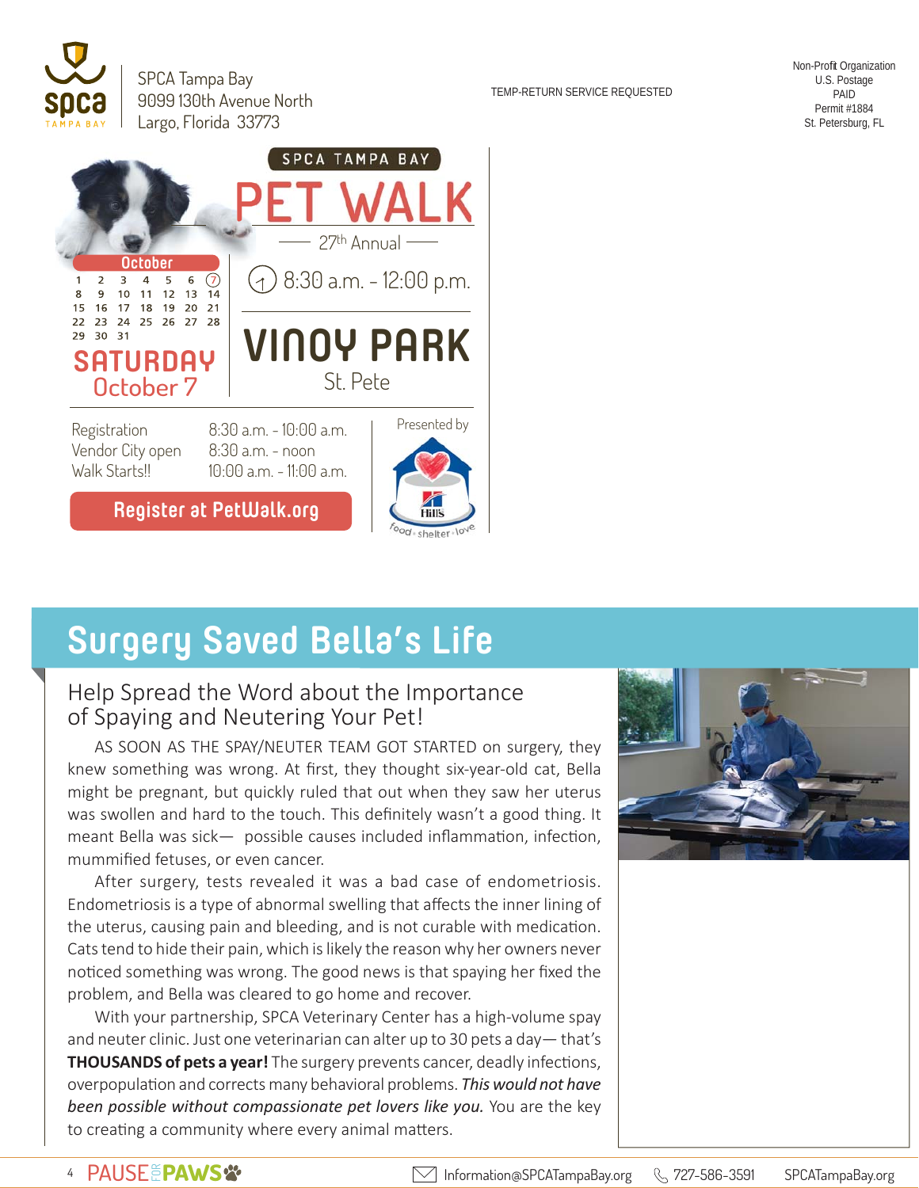SPCA Tampa Bay
9099 130th Avenue North
Largo, Florida 33773

TEMP-RETURN SERVICE REQUESTED

Non-Profit Organization
U.S. Postage
PAID
Permit #1884
St. Petersburg, FL

SPCA TAMPA BAY

# PET WALK

27th Annual

October

| | | | | | | |
|---|---|---|---|---|---|---|
| 1 | 2 | 3 | 4 | 5 | 6 | 7 |
| 8 | 9 | 10 | 11 | 12 | 13 | 14 |
| 15 | 16 | 17 | 18 | 19 | 20 | 21 |
| 22 | 23 | 24 | 25 | 26 | 27 | 28 |
| 29 | 30 | 31 | | | | |

**SATURDAY**
October 7

8:30 a.m. - 12:00 p.m.

**VINOY PARK**
St. Pete

| | |
|---|---|
| Registration | 8:30 a.m. - 10:00 a.m. |
| Vendor City open | 8:30 a.m. - noon |
| Walk Starts!! | 10:00 a.m. - 11:00 a.m. |

**Register at PetWalk.org**

Presented by
Hill's
food · shelter · love

# Surgery Saved Bella's Life

## Help Spread the Word about the Importance of Spaying and Neutering Your Pet!

AS SOON AS THE SPAY/NEUTER TEAM GOT STARTED on surgery, they knew something was wrong. At first, they thought six-year-old cat, Bella might be pregnant, but quickly ruled that out when they saw her uterus was swollen and hard to the touch. This definitely wasn't a good thing. It meant Bella was sick— possible causes included inflammation, infection, mummified fetuses, or even cancer.

After surgery, tests revealed it was a bad case of endometriosis. Endometriosis is a type of abnormal swelling that affects the inner lining of the uterus, causing pain and bleeding, and is not curable with medication. Cats tend to hide their pain, which is likely the reason why her owners never noticed something was wrong. The good news is that spaying her fixed the problem, and Bella was cleared to go home and recover.

With your partnership, SPCA Veterinary Center has a high-volume spay and neuter clinic. Just one veterinarian can alter up to 30 pets a day— that's **THOUSANDS of pets a year!** The surgery prevents cancer, deadly infections, overpopulation and corrects many behavioral problems. *This would not have been possible without compassionate pet lovers like you.* You are the key to creating a community where every animal matters.

PAUSE FOR PAWS

Information@SPCATampaBay.org 727-586-3591 SPCATampaBay.org